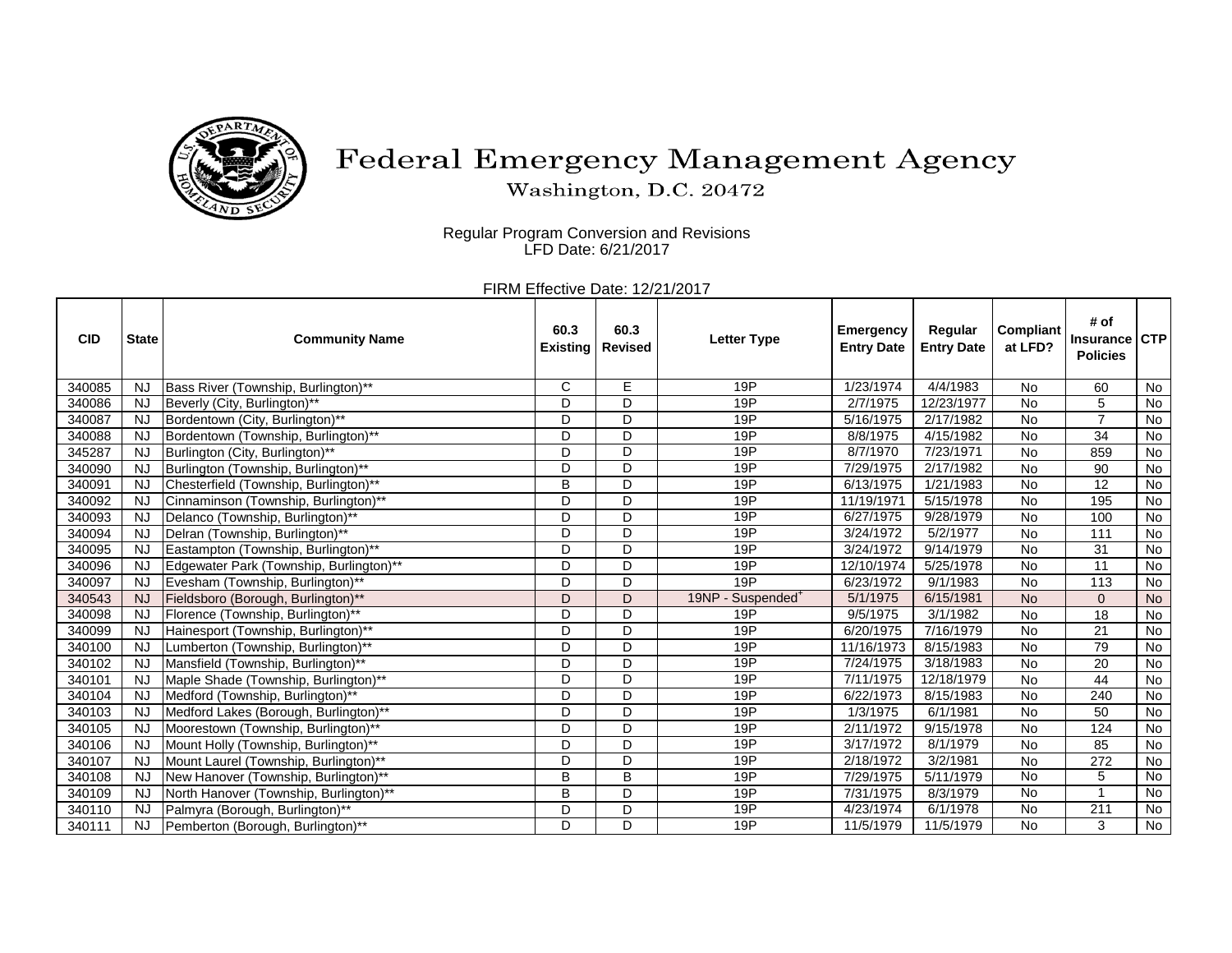# Federal Emergency Management Agency

Washington, D.C. 20472

Regular Program Conversion and Revisions
LFD Date: 6/21/2017

FIRM Effective Date: 12/21/2017

| CID | State | Community Name | 60.3 Existing | 60.3 Revised | Letter Type | Emergency Entry Date | Regular Entry Date | Compliant at LFD? | # of Insurance Policies | CTP |
|---|---|---|---|---|---|---|---|---|---|---|
| 340085 | NJ | Bass River (Township, Burlington)** | C | E | 19P | 1/23/1974 | 4/4/1983 | No | 60 | No |
| 340086 | NJ | Beverly (City, Burlington)** | D | D | 19P | 2/7/1975 | 12/23/1977 | No | 5 | No |
| 340087 | NJ | Bordentown (City, Burlington)** | D | D | 19P | 5/16/1975 | 2/17/1982 | No | 7 | No |
| 340088 | NJ | Bordentown (Township, Burlington)** | D | D | 19P | 8/8/1975 | 4/15/1982 | No | 34 | No |
| 345287 | NJ | Burlington (City, Burlington)** | D | D | 19P | 8/7/1970 | 7/23/1971 | No | 859 | No |
| 340090 | NJ | Burlington (Township, Burlington)** | D | D | 19P | 7/29/1975 | 2/17/1982 | No | 90 | No |
| 340091 | NJ | Chesterfield (Township, Burlington)** | B | D | 19P | 6/13/1975 | 1/21/1983 | No | 12 | No |
| 340092 | NJ | Cinnaminson (Township, Burlington)** | D | D | 19P | 11/19/1971 | 5/15/1978 | No | 195 | No |
| 340093 | NJ | Delanco (Township, Burlington)** | D | D | 19P | 6/27/1975 | 9/28/1979 | No | 100 | No |
| 340094 | NJ | Delran (Township, Burlington)** | D | D | 19P | 3/24/1972 | 5/2/1977 | No | 111 | No |
| 340095 | NJ | Eastampton (Township, Burlington)** | D | D | 19P | 3/24/1972 | 9/14/1979 | No | 31 | No |
| 340096 | NJ | Edgewater Park (Township, Burlington)** | D | D | 19P | 12/10/1974 | 5/25/1978 | No | 11 | No |
| 340097 | NJ | Evesham (Township, Burlington)** | D | D | 19P | 6/23/1972 | 9/1/1983 | No | 113 | No |
| 340543 | NJ | Fieldsboro (Borough, Burlington)** | D | D | 19NP - Suspended+ | 5/1/1975 | 6/15/1981 | No | 0 | No |
| 340098 | NJ | Florence (Township, Burlington)** | D | D | 19P | 9/5/1975 | 3/1/1982 | No | 18 | No |
| 340099 | NJ | Hainesport (Township, Burlington)** | D | D | 19P | 6/20/1975 | 7/16/1979 | No | 21 | No |
| 340100 | NJ | Lumberton (Township, Burlington)** | D | D | 19P | 11/16/1973 | 8/15/1983 | No | 79 | No |
| 340102 | NJ | Mansfield (Township, Burlington)** | D | D | 19P | 7/24/1975 | 3/18/1983 | No | 20 | No |
| 340101 | NJ | Maple Shade (Township, Burlington)** | D | D | 19P | 7/11/1975 | 12/18/1979 | No | 44 | No |
| 340104 | NJ | Medford (Township, Burlington)** | D | D | 19P | 6/22/1973 | 8/15/1983 | No | 240 | No |
| 340103 | NJ | Medford Lakes (Borough, Burlington)** | D | D | 19P | 1/3/1975 | 6/1/1981 | No | 50 | No |
| 340105 | NJ | Moorestown (Township, Burlington)** | D | D | 19P | 2/11/1972 | 9/15/1978 | No | 124 | No |
| 340106 | NJ | Mount Holly (Township, Burlington)** | D | D | 19P | 3/17/1972 | 8/1/1979 | No | 85 | No |
| 340107 | NJ | Mount Laurel (Township, Burlington)** | D | D | 19P | 2/18/1972 | 3/2/1981 | No | 272 | No |
| 340108 | NJ | New Hanover (Township, Burlington)** | B | B | 19P | 7/29/1975 | 5/11/1979 | No | 5 | No |
| 340109 | NJ | North Hanover (Township, Burlington)** | B | D | 19P | 7/31/1975 | 8/3/1979 | No | 1 | No |
| 340110 | NJ | Palmyra (Borough, Burlington)** | D | D | 19P | 4/23/1974 | 6/1/1978 | No | 211 | No |
| 340111 | NJ | Pemberton (Borough, Burlington)** | D | D | 19P | 11/5/1979 | 11/5/1979 | No | 3 | No |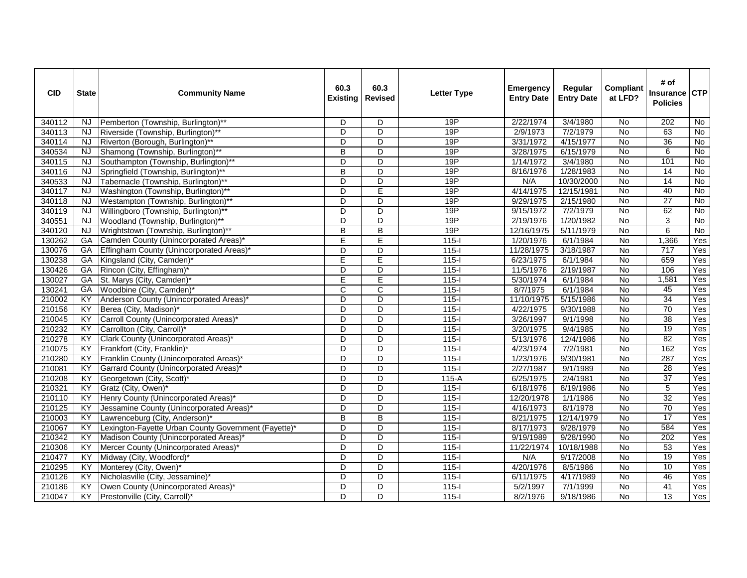| CID | State | Community Name | 60.3 Existing | 60.3 Revised | Letter Type | Emergency Entry Date | Regular Entry Date | Compliant at LFD? | # of Insurance Policies | CTP |
|---|---|---|---|---|---|---|---|---|---|---|
| 340112 | NJ | Pemberton (Township, Burlington)** | D | D | 19P | 2/22/1974 | 3/4/1980 | No | 202 | No |
| 340113 | NJ | Riverside (Township, Burlington)** | D | D | 19P | 2/9/1973 | 7/2/1979 | No | 63 | No |
| 340114 | NJ | Riverton (Borough, Burlington)** | D | D | 19P | 3/31/1972 | 4/15/1977 | No | 36 | No |
| 340534 | NJ | Shamong (Township, Burlington)** | B | D | 19P | 3/28/1975 | 6/15/1979 | No | 6 | No |
| 340115 | NJ | Southampton (Township, Burlington)** | D | D | 19P | 1/14/1972 | 3/4/1980 | No | 101 | No |
| 340116 | NJ | Springfield (Township, Burlington)** | B | D | 19P | 8/16/1976 | 1/28/1983 | No | 14 | No |
| 340533 | NJ | Tabernacle (Township, Burlington)** | D | D | 19P | N/A | 10/30/2000 | No | 14 | No |
| 340117 | NJ | Washington (Township, Burlington)** | D | E | 19P | 4/14/1975 | 12/15/1981 | No | 40 | No |
| 340118 | NJ | Westampton (Township, Burlington)** | D | D | 19P | 9/29/1975 | 2/15/1980 | No | 27 | No |
| 340119 | NJ | Willingboro (Township, Burlington)** | D | D | 19P | 9/15/1972 | 7/2/1979 | No | 62 | No |
| 340551 | NJ | Woodland (Township, Burlington)** | D | D | 19P | 2/19/1976 | 1/20/1982 | No | 3 | No |
| 340120 | NJ | Wrightstown (Township, Burlington)** | B | B | 19P | 12/16/1975 | 5/11/1979 | No | 6 | No |
| 130262 | GA | Camden County (Unincorporated Areas)* | E | E | 115-I | 1/20/1976 | 6/1/1984 | No | 1,366 | Yes |
| 130076 | GA | Effingham County (Unincorporated Areas)* | D | D | 115-I | 11/28/1975 | 3/18/1987 | No | 717 | Yes |
| 130238 | GA | Kingsland (City, Camden)* | E | E | 115-I | 6/23/1975 | 6/1/1984 | No | 659 | Yes |
| 130426 | GA | Rincon (City, Effingham)* | D | D | 115-I | 11/5/1976 | 2/19/1987 | No | 106 | Yes |
| 130027 | GA | St. Marys (City, Camden)* | E | E | 115-I | 5/30/1974 | 6/1/1984 | No | 1,581 | Yes |
| 130241 | GA | Woodbine (City, Camden)* | C | C | 115-I | 8/7/1975 | 6/1/1984 | No | 45 | Yes |
| 210002 | KY | Anderson County (Unincorporated Areas)* | D | D | 115-I | 11/10/1975 | 5/15/1986 | No | 34 | Yes |
| 210156 | KY | Berea (City, Madison)* | D | D | 115-I | 4/22/1975 | 9/30/1988 | No | 70 | Yes |
| 210045 | KY | Carroll County (Unincorporated Areas)* | D | D | 115-I | 3/26/1997 | 9/1/1998 | No | 38 | Yes |
| 210232 | KY | Carrollton (City, Carroll)* | D | D | 115-I | 3/20/1975 | 9/4/1985 | No | 19 | Yes |
| 210278 | KY | Clark County (Unincorporated Areas)* | D | D | 115-I | 5/13/1976 | 12/4/1986 | No | 82 | Yes |
| 210075 | KY | Frankfort (City, Franklin)* | D | D | 115-I | 4/23/1974 | 7/2/1981 | No | 162 | Yes |
| 210280 | KY | Franklin County (Unincorporated Areas)* | D | D | 115-I | 1/23/1976 | 9/30/1981 | No | 287 | Yes |
| 210081 | KY | Garrard County (Unincorporated Areas)* | D | D | 115-I | 2/27/1987 | 9/1/1989 | No | 28 | Yes |
| 210208 | KY | Georgetown (City, Scott)* | D | D | 115-A | 6/25/1975 | 2/4/1981 | No | 37 | Yes |
| 210321 | KY | Gratz (City, Owen)* | D | D | 115-I | 6/18/1976 | 8/19/1986 | No | 5 | Yes |
| 210110 | KY | Henry County (Unincorporated Areas)* | D | D | 115-I | 12/20/1978 | 1/1/1986 | No | 32 | Yes |
| 210125 | KY | Jessamine County (Unincorporated Areas)* | D | D | 115-I | 4/16/1973 | 8/1/1978 | No | 70 | Yes |
| 210003 | KY | Lawrenceburg (City, Anderson)* | B | B | 115-I | 8/21/1975 | 12/14/1979 | No | 17 | Yes |
| 210067 | KY | Lexington-Fayette Urban County Government (Fayette)* | D | D | 115-I | 8/17/1973 | 9/28/1979 | No | 584 | Yes |
| 210342 | KY | Madison County (Unincorporated Areas)* | D | D | 115-I | 9/19/1989 | 9/28/1990 | No | 202 | Yes |
| 210306 | KY | Mercer County (Unincorporated Areas)* | D | D | 115-I | 11/22/1974 | 10/18/1988 | No | 53 | Yes |
| 210477 | KY | Midway (City, Woodford)* | D | D | 115-I | N/A | 9/17/2008 | No | 19 | Yes |
| 210295 | KY | Monterey (City, Owen)* | D | D | 115-I | 4/20/1976 | 8/5/1986 | No | 10 | Yes |
| 210126 | KY | Nicholasville (City, Jessamine)* | D | D | 115-I | 6/11/1975 | 4/17/1989 | No | 46 | Yes |
| 210186 | KY | Owen County (Unincorporated Areas)* | D | D | 115-I | 5/2/1997 | 7/1/1999 | No | 41 | Yes |
| 210047 | KY | Prestonville (City, Carroll)* | D | D | 115-I | 8/2/1976 | 9/18/1986 | No | 13 | Yes |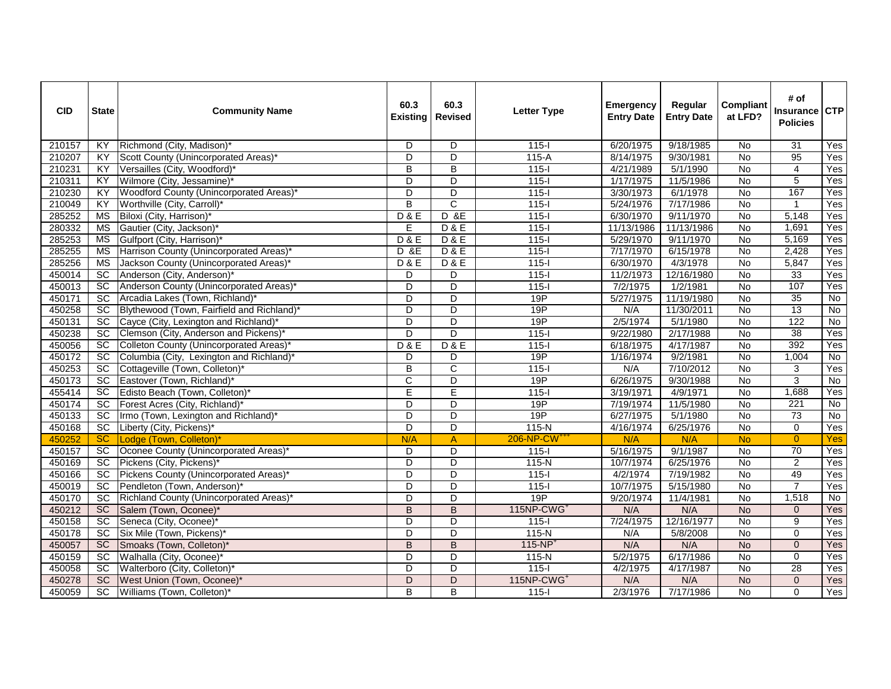| CID | State | Community Name | 60.3 Existing | 60.3 Revised | Letter Type | Emergency Entry Date | Regular Entry Date | Compliant at LFD? | # of Insurance Policies | CTP |
|---|---|---|---|---|---|---|---|---|---|---|
| 210157 | KY | Richmond (City, Madison)* | D | D | 115-I | 6/20/1975 | 9/18/1985 | No | 31 | Yes |
| 210207 | KY | Scott County (Unincorporated Areas)* | D | D | 115-A | 8/14/1975 | 9/30/1981 | No | 95 | Yes |
| 210231 | KY | Versailles (City, Woodford)* | B | B | 115-I | 4/21/1989 | 5/1/1990 | No | 4 | Yes |
| 210311 | KY | Wilmore (City, Jessamine)* | D | D | 115-I | 1/17/1975 | 11/5/1986 | No | 5 | Yes |
| 210230 | KY | Woodford County (Unincorporated Areas)* | D | D | 115-I | 3/30/1973 | 6/1/1978 | No | 167 | Yes |
| 210049 | KY | Worthville (City, Carroll)* | B | C | 115-I | 5/24/1976 | 7/17/1986 | No | 1 | Yes |
| 285252 | MS | Biloxi (City, Harrison)* | D & E | D &E | 115-I | 6/30/1970 | 9/11/1970 | No | 5,148 | Yes |
| 280332 | MS | Gautier (City, Jackson)* | E | D & E | 115-I | 11/13/1986 | 11/13/1986 | No | 1,691 | Yes |
| 285253 | MS | Gulfport (City, Harrison)* | D & E | D & E | 115-I | 5/29/1970 | 9/11/1970 | No | 5,169 | Yes |
| 285255 | MS | Harrison County (Unincorporated Areas)* | D &E | D & E | 115-I | 7/17/1970 | 6/15/1978 | No | 2,428 | Yes |
| 285256 | MS | Jackson County (Unincorporated Areas)* | D & E | D & E | 115-I | 6/30/1970 | 4/3/1978 | No | 5,847 | Yes |
| 450014 | SC | Anderson (City, Anderson)* | D | D | 115-I | 11/2/1973 | 12/16/1980 | No | 33 | Yes |
| 450013 | SC | Anderson County (Unincorporated Areas)* | D | D | 115-I | 7/2/1975 | 1/2/1981 | No | 107 | Yes |
| 450171 | SC | Arcadia Lakes (Town, Richland)* | D | D | 19P | 5/27/1975 | 11/19/1980 | No | 35 | No |
| 450258 | SC | Blythewood (Town, Fairfield and Richland)* | D | D | 19P | N/A | 11/30/2011 | No | 13 | No |
| 450131 | SC | Cayce (City, Lexington and Richland)* | D | D | 19P | 2/5/1974 | 5/1/1980 | No | 122 | No |
| 450238 | SC | Clemson (City, Anderson and Pickens)* | D | D | 115-I | 9/22/1980 | 2/17/1988 | No | 38 | Yes |
| 450056 | SC | Colleton County (Unincorporated Areas)* | D & E | D & E | 115-I | 6/18/1975 | 4/17/1987 | No | 392 | Yes |
| 450172 | SC | Columbia (City, Lexington and Richland)* | D | D | 19P | 1/16/1974 | 9/2/1981 | No | 1,004 | No |
| 450253 | SC | Cottageville (Town, Colleton)* | B | C | 115-I | N/A | 7/10/2012 | No | 3 | Yes |
| 450173 | SC | Eastover (Town, Richland)* | C | D | 19P | 6/26/1975 | 9/30/1988 | No | 3 | No |
| 455414 | SC | Edisto Beach (Town, Colleton)* | E | E | 115-I | 3/19/1971 | 4/9/1971 | No | 1,688 | Yes |
| 450174 | SC | Forest Acres (City, Richland)* | D | D | 19P | 7/19/1974 | 11/5/1980 | No | 221 | No |
| 450133 | SC | Irmo (Town, Lexington and Richland)* | D | D | 19P | 6/27/1975 | 5/1/1980 | No | 73 | No |
| 450168 | SC | Liberty (City, Pickens)* | D | D | 115-N | 4/16/1974 | 6/25/1976 | No | 0 | Yes |
| 450252 | SC | Lodge (Town, Colleton)* | N/A | A | 206-NP-CW[+++] | N/A | N/A | No | 0 | Yes |
| 450157 | SC | Oconee County (Unincorporated Areas)* | D | D | 115-I | 5/16/1975 | 9/1/1987 | No | 70 | Yes |
| 450169 | SC | Pickens (City, Pickens)* | D | D | 115-N | 10/7/1974 | 6/25/1976 | No | 2 | Yes |
| 450166 | SC | Pickens County (Unincorporated Areas)* | D | D | 115-I | 4/2/1974 | 7/19/1982 | No | 49 | Yes |
| 450019 | SC | Pendleton (Town, Anderson)* | D | D | 115-I | 10/7/1975 | 5/15/1980 | No | 7 | Yes |
| 450170 | SC | Richland County (Unincorporated Areas)* | D | D | 19P | 9/20/1974 | 11/4/1981 | No | 1,518 | No |
| 450212 | SC | Salem (Town, Oconee)* | B | B | 115NP-CWG[+] | N/A | N/A | No | 0 | Yes |
| 450158 | SC | Seneca (City, Oconee)* | D | D | 115-I | 7/24/1975 | 12/16/1977 | No | 9 | Yes |
| 450178 | SC | Six Mile (Town, Pickens)* | D | D | 115-N | N/A | 5/8/2008 | No | 0 | Yes |
| 450057 | SC | Smoaks (Town, Colleton)* | B | B | 115-NP[+] | N/A | N/A | No | 0 | Yes |
| 450159 | SC | Walhalla (City, Oconee)* | D | D | 115-N | 5/2/1975 | 6/17/1986 | No | 0 | Yes |
| 450058 | SC | Walterboro (City, Colleton)* | D | D | 115-I | 4/2/1975 | 4/17/1987 | No | 28 | Yes |
| 450278 | SC | West Union (Town, Oconee)* | D | D | 115NP-CWG[+] | N/A | N/A | No | 0 | Yes |
| 450059 | SC | Williams (Town, Colleton)* | B | B | 115-I | 2/3/1976 | 7/17/1986 | No | 0 | Yes |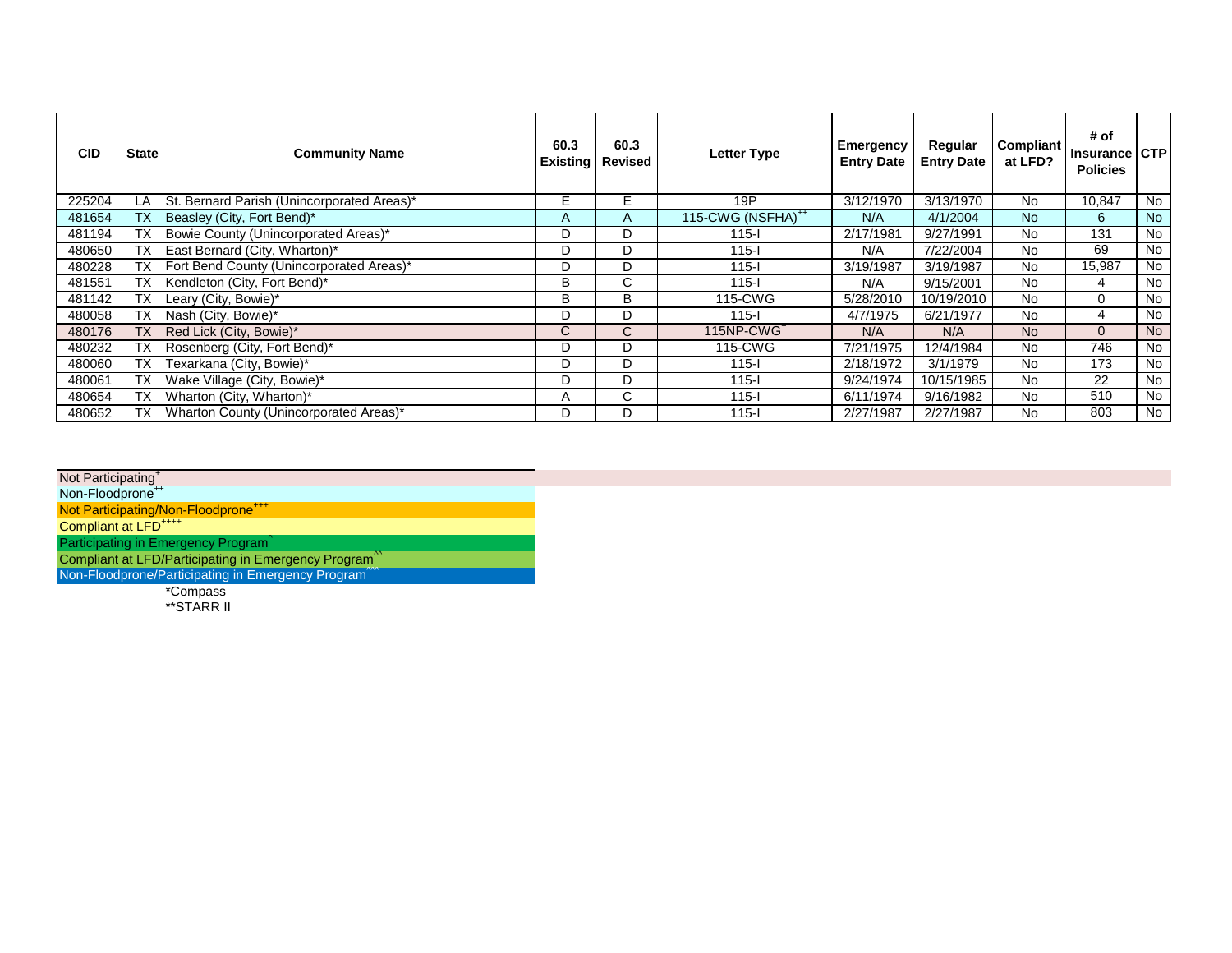| CID | State | Community Name | 60.3 Existing | 60.3 Revised | Letter Type | Emergency Entry Date | Regular Entry Date | Compliant at LFD? | # of Insurance Policies | CTP |
|---|---|---|---|---|---|---|---|---|---|---|
| 225204 | LA | St. Bernard Parish (Unincorporated Areas)* | E | E | 19P | 3/12/1970 | 3/13/1970 | No | 10,847 | No |
| 481654 | TX | Beasley (City, Fort Bend)* | A | A | 115-CWG (NSFHA)++ | N/A | 4/1/2004 | No | 6 | No |
| 481194 | TX | Bowie County (Unincorporated Areas)* | D | D | 115-I | 2/17/1981 | 9/27/1991 | No | 131 | No |
| 480650 | TX | East Bernard (City, Wharton)* | D | D | 115-I | N/A | 7/22/2004 | No | 69 | No |
| 480228 | TX | Fort Bend County (Unincorporated Areas)* | D | D | 115-I | 3/19/1987 | 3/19/1987 | No | 15,987 | No |
| 481551 | TX | Kendleton (City, Fort Bend)* | B | C | 115-I | N/A | 9/15/2001 | No | 4 | No |
| 481142 | TX | Leary (City, Bowie)* | B | B | 115-CWG | 5/28/2010 | 10/19/2010 | No | 0 | No |
| 480058 | TX | Nash (City, Bowie)* | D | D | 115-I | 4/7/1975 | 6/21/1977 | No | 4 | No |
| 480176 | TX | Red Lick (City, Bowie)* | C | C | 115NP-CWG+ | N/A | N/A | No | 0 | No |
| 480232 | TX | Rosenberg (City, Fort Bend)* | D | D | 115-CWG | 7/21/1975 | 12/4/1984 | No | 746 | No |
| 480060 | TX | Texarkana (City, Bowie)* | D | D | 115-I | 2/18/1972 | 3/1/1979 | No | 173 | No |
| 480061 | TX | Wake Village (City, Bowie)* | D | D | 115-I | 9/24/1974 | 10/15/1985 | No | 22 | No |
| 480654 | TX | Wharton (City, Wharton)* | A | C | 115-I | 6/11/1974 | 9/16/1982 | No | 510 | No |
| 480652 | TX | Wharton County (Unincorporated Areas)* | D | D | 115-I | 2/27/1987 | 2/27/1987 | No | 803 | No |

Not Participating+

Non-Floodprone++

Not Participating/Non-Floodprone+++

Compliant at LFD++++

Participating in Emergency Program^

Compliant at LFD/Participating in Emergency Program^^

Non-Floodprone/Participating in Emergency Program^^^

*Compass

**STARR II